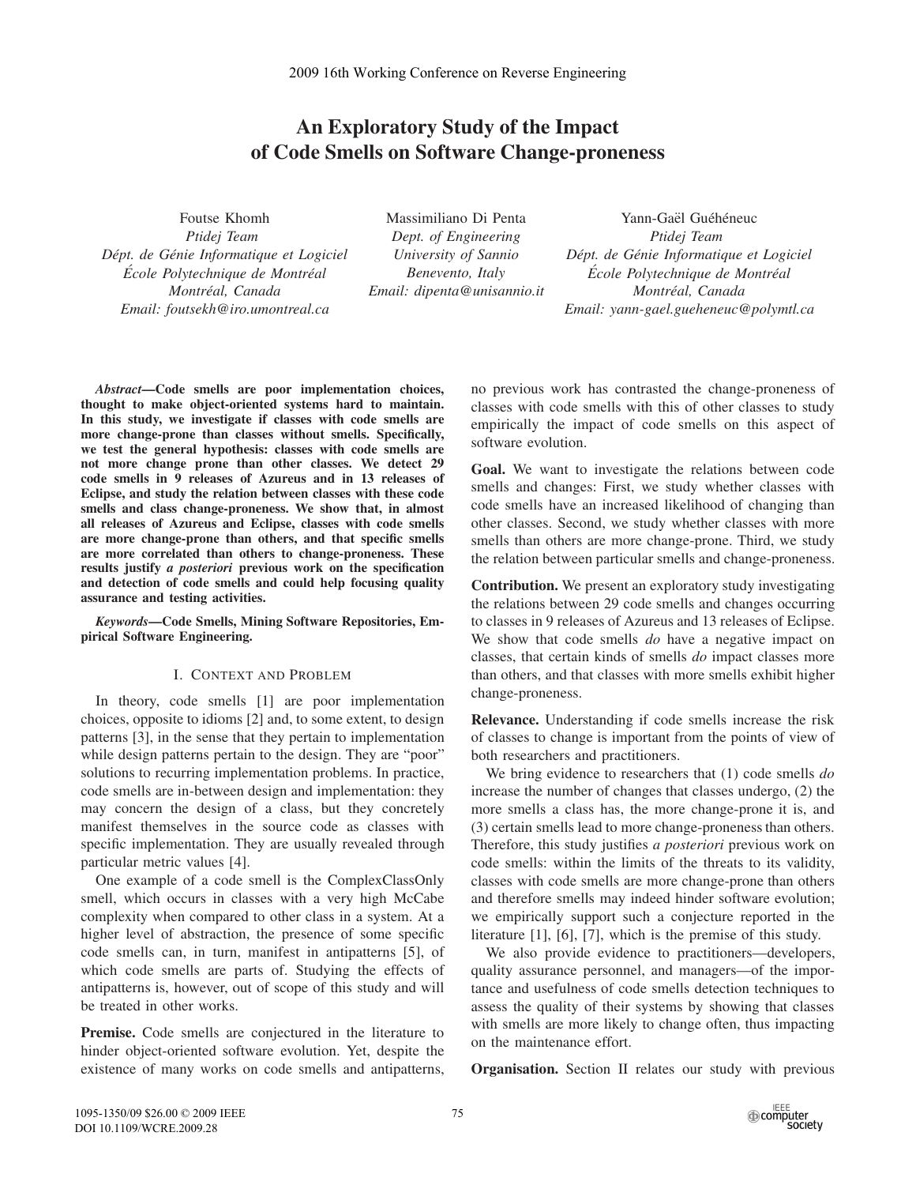# An Exploratory Study of the Impact of Code Smells on Software Change-proneness

Foutse Khomh
*Ptidej Team*
*Dépt. de Génie Informatique et Logiciel*
*École Polytechnique de Montréal*
*Montréal, Canada*
*Email: foutsekh@iro.umontreal.ca*

Massimiliano Di Penta
*Dept. of Engineering*
*University of Sannio*
*Benevento, Italy*
*Email: dipenta@unisannio.it*

Yann-Gaël Guéhéneuc
*Ptidej Team*
*Dépt. de Génie Informatique et Logiciel*
*École Polytechnique de Montréal*
*Montréal, Canada*
*Email: yann-gael.gueheneuc@polymtl.ca*

***Abstract*—Code smells are poor implementation choices, thought to make object-oriented systems hard to maintain. In this study, we investigate if classes with code smells are more change-prone than classes without smells. Specifically, we test the general hypothesis: classes with code smells are not more change prone than other classes. We detect 29 code smells in 9 releases of Azureus and in 13 releases of Eclipse, and study the relation between classes with these code smells and class change-proneness. We show that, in almost all releases of Azureus and Eclipse, classes with code smells are more change-prone than others, and that specific smells are more correlated than others to change-proneness. These results justify *a posteriori* previous work on the specification and detection of code smells and could help focusing quality assurance and testing activities.**

***Keywords*—Code Smells, Mining Software Repositories, Empirical Software Engineering.**

## I. Context and Problem

In theory, code smells [1] are poor implementation choices, opposite to idioms [2] and, to some extent, to design patterns [3], in the sense that they pertain to implementation while design patterns pertain to the design. They are "poor" solutions to recurring implementation problems. In practice, code smells are in-between design and implementation: they may concern the design of a class, but they concretely manifest themselves in the source code as classes with specific implementation. They are usually revealed through particular metric values [4].

One example of a code smell is the ComplexClassOnly smell, which occurs in classes with a very high McCabe complexity when compared to other class in a system. At a higher level of abstraction, the presence of some specific code smells can, in turn, manifest in antipatterns [5], of which code smells are parts of. Studying the effects of antipatterns is, however, out of scope of this study and will be treated in other works.

**Premise.** Code smells are conjectured in the literature to hinder object-oriented software evolution. Yet, despite the existence of many works on code smells and antipatterns, no previous work has contrasted the change-proneness of classes with code smells with this of other classes to study empirically the impact of code smells on this aspect of software evolution.

**Goal.** We want to investigate the relations between code smells and changes: First, we study whether classes with code smells have an increased likelihood of changing than other classes. Second, we study whether classes with more smells than others are more change-prone. Third, we study the relation between particular smells and change-proneness.

**Contribution.** We present an exploratory study investigating the relations between 29 code smells and changes occurring to classes in 9 releases of Azureus and 13 releases of Eclipse. We show that code smells *do* have a negative impact on classes, that certain kinds of smells *do* impact classes more than others, and that classes with more smells exhibit higher change-proneness.

**Relevance.** Understanding if code smells increase the risk of classes to change is important from the points of view of both researchers and practitioners.

We bring evidence to researchers that (1) code smells *do* increase the number of changes that classes undergo, (2) the more smells a class has, the more change-prone it is, and (3) certain smells lead to more change-proneness than others. Therefore, this study justifies *a posteriori* previous work on code smells: within the limits of the threats to its validity, classes with code smells are more change-prone than others and therefore smells may indeed hinder software evolution; we empirically support such a conjecture reported in the literature [1], [6], [7], which is the premise of this study.

We also provide evidence to practitioners—developers, quality assurance personnel, and managers—of the importance and usefulness of code smells detection techniques to assess the quality of their systems by showing that classes with smells are more likely to change often, thus impacting on the maintenance effort.

**Organisation.** Section II relates our study with previous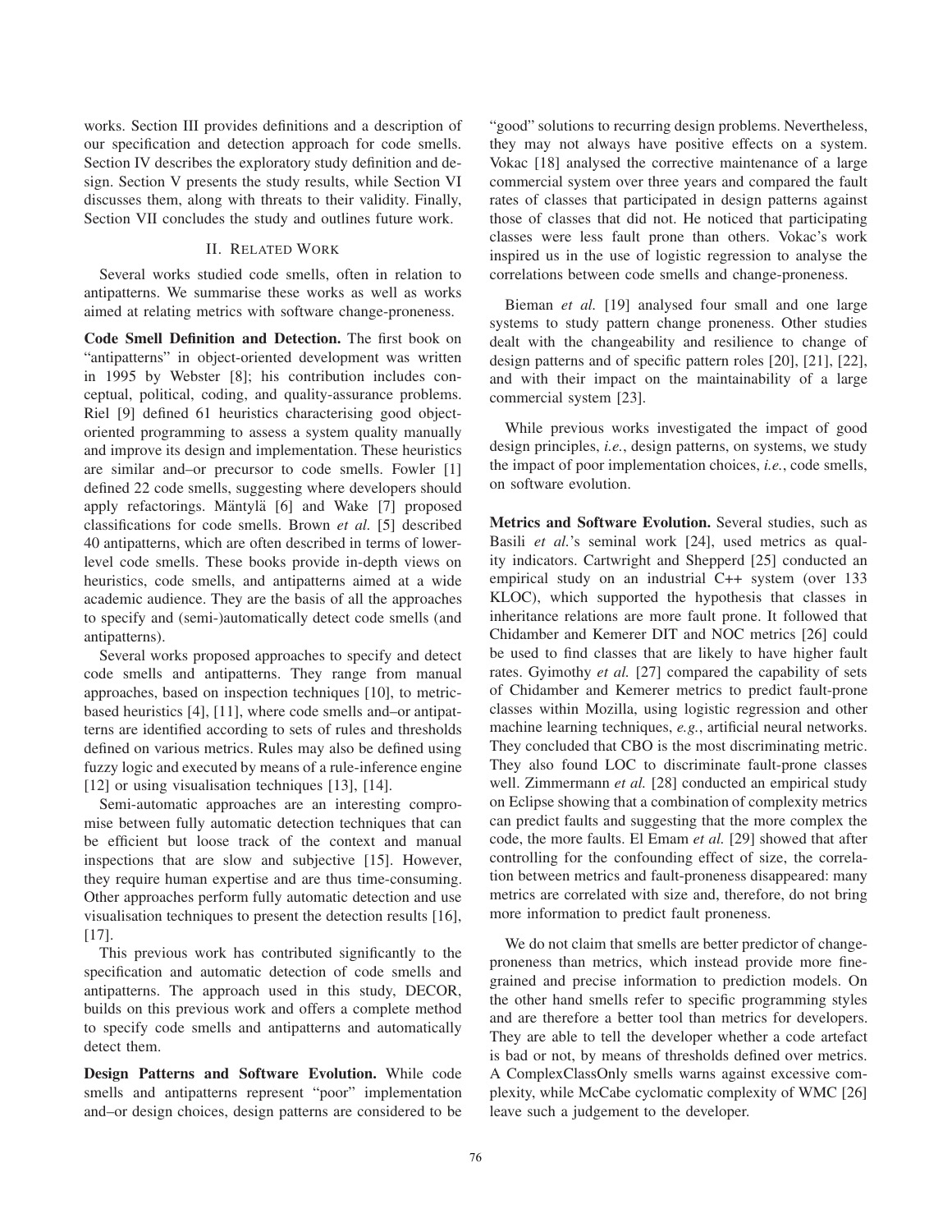works. Section III provides definitions and a description of our specification and detection approach for code smells. Section IV describes the exploratory study definition and design. Section V presents the study results, while Section VI discusses them, along with threats to their validity. Finally, Section VII concludes the study and outlines future work.

## II. Related Work

Several works studied code smells, often in relation to antipatterns. We summarise these works as well as works aimed at relating metrics with software change-proneness.

**Code Smell Definition and Detection.** The first book on "antipatterns" in object-oriented development was written in 1995 by Webster [8]; his contribution includes conceptual, political, coding, and quality-assurance problems. Riel [9] defined 61 heuristics characterising good object-oriented programming to assess a system quality manually and improve its design and implementation. These heuristics are similar and–or precursor to code smells. Fowler [1] defined 22 code smells, suggesting where developers should apply refactorings. Mäntylä [6] and Wake [7] proposed classifications for code smells. Brown *et al.* [5] described 40 antipatterns, which are often described in terms of lower-level code smells. These books provide in-depth views on heuristics, code smells, and antipatterns aimed at a wide academic audience. They are the basis of all the approaches to specify and (semi-)automatically detect code smells (and antipatterns).

Several works proposed approaches to specify and detect code smells and antipatterns. They range from manual approaches, based on inspection techniques [10], to metric-based heuristics [4], [11], where code smells and–or antipatterns are identified according to sets of rules and thresholds defined on various metrics. Rules may also be defined using fuzzy logic and executed by means of a rule-inference engine [12] or using visualisation techniques [13], [14].

Semi-automatic approaches are an interesting compromise between fully automatic detection techniques that can be efficient but loose track of the context and manual inspections that are slow and subjective [15]. However, they require human expertise and are thus time-consuming. Other approaches perform fully automatic detection and use visualisation techniques to present the detection results [16], [17].

This previous work has contributed significantly to the specification and automatic detection of code smells and antipatterns. The approach used in this study, DECOR, builds on this previous work and offers a complete method to specify code smells and antipatterns and automatically detect them.

**Design Patterns and Software Evolution.** While code smells and antipatterns represent "poor" implementation and–or design choices, design patterns are considered to be "good" solutions to recurring design problems. Nevertheless, they may not always have positive effects on a system. Vokac [18] analysed the corrective maintenance of a large commercial system over three years and compared the fault rates of classes that participated in design patterns against those of classes that did not. He noticed that participating classes were less fault prone than others. Vokac's work inspired us in the use of logistic regression to analyse the correlations between code smells and change-proneness.

Bieman *et al.* [19] analysed four small and one large systems to study pattern change proneness. Other studies dealt with the changeability and resilience to change of design patterns and of specific pattern roles [20], [21], [22], and with their impact on the maintainability of a large commercial system [23].

While previous works investigated the impact of good design principles, *i.e.*, design patterns, on systems, we study the impact of poor implementation choices, *i.e.*, code smells, on software evolution.

**Metrics and Software Evolution.** Several studies, such as Basili *et al.*'s seminal work [24], used metrics as quality indicators. Cartwright and Shepperd [25] conducted an empirical study on an industrial C++ system (over 133 KLOC), which supported the hypothesis that classes in inheritance relations are more fault prone. It followed that Chidamber and Kemerer DIT and NOC metrics [26] could be used to find classes that are likely to have higher fault rates. Gyimothy *et al.* [27] compared the capability of sets of Chidamber and Kemerer metrics to predict fault-prone classes within Mozilla, using logistic regression and other machine learning techniques, *e.g.*, artificial neural networks. They concluded that CBO is the most discriminating metric. They also found LOC to discriminate fault-prone classes well. Zimmermann *et al.* [28] conducted an empirical study on Eclipse showing that a combination of complexity metrics can predict faults and suggesting that the more complex the code, the more faults. El Emam *et al.* [29] showed that after controlling for the confounding effect of size, the correlation between metrics and fault-proneness disappeared: many metrics are correlated with size and, therefore, do not bring more information to predict fault proneness.

We do not claim that smells are better predictor of change-proneness than metrics, which instead provide more fine-grained and precise information to prediction models. On the other hand smells refer to specific programming styles and are therefore a better tool than metrics for developers. They are able to tell the developer whether a code artefact is bad or not, by means of thresholds defined over metrics. A ComplexClassOnly smells warns against excessive complexity, while McCabe cyclomatic complexity of WMC [26] leave such a judgement to the developer.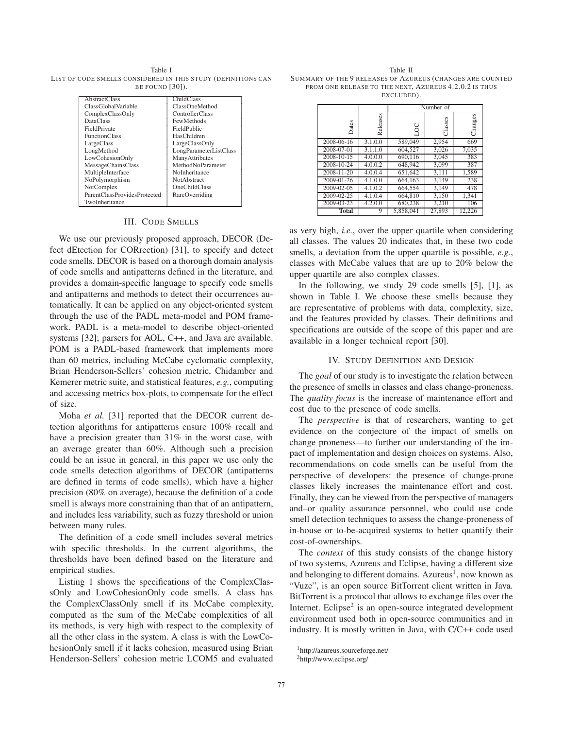Table I
LIST OF CODE SMELLS CONSIDERED IN THIS STUDY (DEFINITIONS CAN BE FOUND [30]).

| | |
|---|---|
| AbstractClass | ChildClass |
| ClassGlobalVariable | ClassOneMethod |
| ComplexClassOnly | ControllerClass |
| DataClass | FewMethods |
| FieldPrivate | FieldPublic |
| FunctionClass | HasChildren |
| LargeClass | LargeClassOnly |
| LongMethod | LongParameterListClass |
| LowCohesionOnly | ManyAttributes |
| MessageChainsClass | MethodNoParameter |
| MultipleInterface | NoInheritance |
| NoPolymorphism | NotAbstract |
| NotComplex | OneChildClass |
| ParentClassProvidesProtected | RareOverriding |
| TwoInheritance | |

## III. CODE SMELLS

We use our previously proposed approach, DECOR (Defect dEtection for CORrection) [31], to specify and detect code smells. DECOR is based on a thorough domain analysis of code smells and antipatterns defined in the literature, and provides a domain-specific language to specify code smells and antipatterns and methods to detect their occurrences automatically. It can be applied on any object-oriented system through the use of the PADL meta-model and POM framework. PADL is a meta-model to describe object-oriented systems [32]; parsers for AOL, C++, and Java are available. POM is a PADL-based framework that implements more than 60 metrics, including McCabe cyclomatic complexity, Brian Henderson-Sellers' cohesion metric, Chidamber and Kemerer metric suite, and statistical features, *e.g.*, computing and accessing metrics box-plots, to compensate for the effect of size.

Moha *et al.* [31] reported that the DECOR current detection algorithms for antipatterns ensure 100% recall and have a precision greater than 31% in the worst case, with an average greater than 60%. Although such a precision could be an issue in general, in this paper we use only the code smells detection algorithms of DECOR (antipatterns are defined in terms of code smells), which have a higher precision (80% on average), because the definition of a code smell is always more constraining than that of an antipattern, and includes less variability, such as fuzzy threshold or union between many rules.

The definition of a code smell includes several metrics with specific thresholds. In the current algorithms, the thresholds have been defined based on the literature and empirical studies.

Listing 1 shows the specifications of the ComplexClassOnly and LowCohesionOnly code smells. A class has the ComplexClassOnly smell if its McCabe complexity, computed as the sum of the McCabe complexities of all its methods, is very high with respect to the complexity of all the other class in the system. A class is with the LowCohesionOnly smell if it lacks cohesion, measured using Brian Henderson-Sellers' cohesion metric LCOM5 and evaluated as very high, *i.e.*, over the upper quartile when considering all classes. The values 20 indicates that, in these two code smells, a deviation from the upper quartile is possible, *e.g.*, classes with McCabe values that are up to 20% below the upper quartile are also complex classes.

In the following, we study 29 code smells [5], [1], as shown in Table I. We choose these smells because they are representative of problems with data, complexity, size, and the features provided by classes. Their definitions and specifications are outside of the scope of this paper and are available in a longer technical report [30].

Table II
SUMMARY OF THE 9 RELEASES OF AZUREUS (CHANGES ARE COUNTED FROM ONE RELEASE TO THE NEXT, AZUREUS 4.2.0.2 IS THUS EXCLUDED).

| Dates | Releases | Number of LOC | Number of Classes | Number of Changes |
|---|---|---|---|---|
| 2008-06-16 | 3.1.0.0 | 589,049 | 2,954 | 669 |
| 2008-07-01 | 3.1.1.0 | 604,527 | 3,026 | 7,035 |
| 2008-10-15 | 4.0.0.0 | 690,116 | 3,045 | 383 |
| 2008-10-24 | 4.0.0.2 | 648,942 | 3,099 | 387 |
| 2008-11-20 | 4.0.0.4 | 651,642 | 3,111 | 1,589 |
| 2009-01-26 | 4.1.0.0 | 664,163 | 3,149 | 238 |
| 2009-02-05 | 4.1.0.2 | 664,554 | 3,149 | 478 |
| 2009-02-25 | 4.1.0.4 | 664,810 | 3,150 | 1,341 |
| 2009-03-23 | 4.2.0.0 | 680,238 | 3,210 | 106 |
| **Total** | 9 | 5,858,041 | 27,893 | 12,226 |

## IV. STUDY DEFINITION AND DESIGN

The *goal* of our study is to investigate the relation between the presence of smells in classes and class change-proneness. The *quality focus* is the increase of maintenance effort and cost due to the presence of code smells.

The *perspective* is that of researchers, wanting to get evidence on the conjecture of the impact of smells on change proneness—to further our understanding of the impact of implementation and design choices on systems. Also, recommendations on code smells can be useful from the perspective of developers: the presence of change-prone classes likely increases the maintenance effort and cost. Finally, they can be viewed from the perspective of managers and–or quality assurance personnel, who could use code smell detection techniques to assess the change-proneness of in-house or to-be-acquired systems to better quantify their cost-of-ownerships.

The *context* of this study consists of the change history of two systems, Azureus and Eclipse, having a different size and belonging to different domains. Azureus[1], now known as "Vuze", is an open source BitTorrent client written in Java. BitTorrent is a protocol that allows to exchange files over the Internet. Eclipse[2] is an open-source integrated development environment used both in open-source communities and in industry. It is mostly written in Java, with C/C++ code used

[1] http://azureus.sourceforge.net/

[2] http://www.eclipse.org/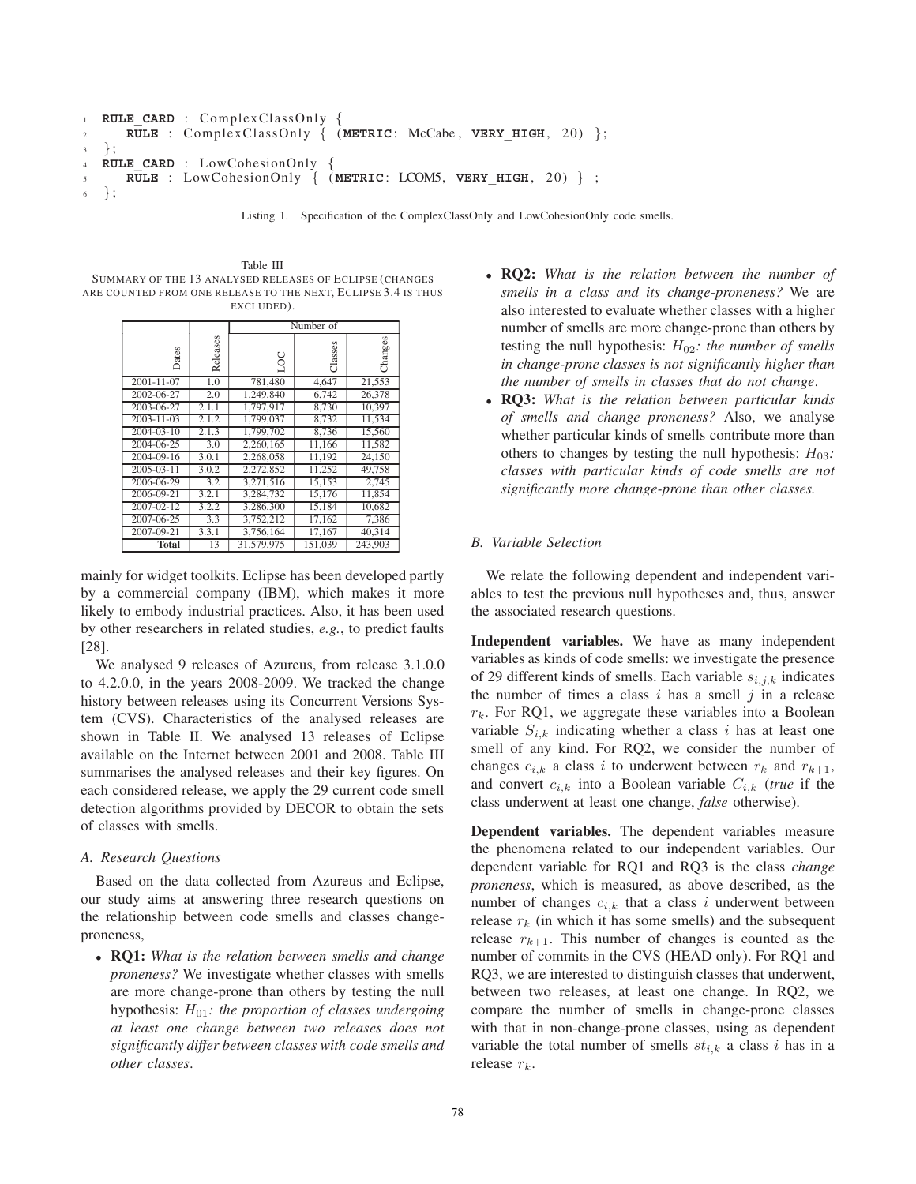```
RULE_CARD : ComplexClassOnly {
    RULE : ComplexClassOnly { (METRIC: McCabe, VERY_HIGH, 20) };
};
RULE_CARD : LowCohesionOnly {
    RULE : LowCohesionOnly { (METRIC: LCOM5, VERY_HIGH, 20) } ;
};
```

Listing 1. Specification of the ComplexClassOnly and LowCohesionOnly code smells.

Table III
SUMMARY OF THE 13 ANALYSED RELEASES OF ECLIPSE (CHANGES ARE COUNTED FROM ONE RELEASE TO THE NEXT, ECLIPSE 3.4 IS THUS EXCLUDED).

| Dates | Releases | Number of LOC | Number of Classes | Number of Changes |
|---|---|---|---|---|
| 2001-11-07 | 1.0 | 781,480 | 4,647 | 21,553 |
| 2002-06-27 | 2.0 | 1,249,840 | 6,742 | 26,378 |
| 2003-06-27 | 2.1.1 | 1,797,917 | 8,730 | 10,397 |
| 2003-11-03 | 2.1.2 | 1,799,037 | 8,732 | 11,534 |
| 2004-03-10 | 2.1.3 | 1,799,702 | 8,736 | 15,560 |
| 2004-06-25 | 3.0 | 2,260,165 | 11,166 | 11,582 |
| 2004-09-16 | 3.0.1 | 2,268,058 | 11,192 | 24,150 |
| 2005-03-11 | 3.0.2 | 2,272,852 | 11,252 | 49,758 |
| 2006-06-29 | 3.2 | 3,271,516 | 15,153 | 2,745 |
| 2006-09-21 | 3.2.1 | 3,284,732 | 15,176 | 11,854 |
| 2007-02-12 | 3.2.2 | 3,286,300 | 15,184 | 10,682 |
| 2007-06-25 | 3.3 | 3,752,212 | 17,162 | 7,386 |
| 2007-09-21 | 3.3.1 | 3,756,164 | 17,167 | 40,314 |
| **Total** | 13 | 31,579,975 | 151,039 | 243,903 |

mainly for widget toolkits. Eclipse has been developed partly by a commercial company (IBM), which makes it more likely to embody industrial practices. Also, it has been used by other researchers in related studies, *e.g.*, to predict faults [28].

We analysed 9 releases of Azureus, from release 3.1.0.0 to 4.2.0.0, in the years 2008-2009. We tracked the change history between releases using its Concurrent Versions System (CVS). Characteristics of the analysed releases are shown in Table II. We analysed 13 releases of Eclipse available on the Internet between 2001 and 2008. Table III summarises the analysed releases and their key figures. On each considered release, we apply the 29 current code smell detection algorithms provided by DECOR to obtain the sets of classes with smells.

### A. Research Questions

Based on the data collected from Azureus and Eclipse, our study aims at answering three research questions on the relationship between code smells and classes change-proneness,

- **RQ1:** *What is the relation between smells and change proneness?* We investigate whether classes with smells are more change-prone than others by testing the null hypothesis: $H_{01}$*: the proportion of classes undergoing at least one change between two releases does not significantly differ between classes with code smells and other classes*.
- **RQ2:** *What is the relation between the number of smells in a class and its change-proneness?* We are also interested to evaluate whether classes with a higher number of smells are more change-prone than others by testing the null hypothesis: $H_{02}$*: the number of smells in change-prone classes is not significantly higher than the number of smells in classes that do not change*.
- **RQ3:** *What is the relation between particular kinds of smells and change proneness?* Also, we analyse whether particular kinds of smells contribute more than others to changes by testing the null hypothesis: $H_{03}$*: classes with particular kinds of code smells are not significantly more change-prone than other classes.*

### B. Variable Selection

We relate the following dependent and independent variables to test the previous null hypotheses and, thus, answer the associated research questions.

**Independent variables.** We have as many independent variables as kinds of code smells: we investigate the presence of 29 different kinds of smells. Each variable $s_{i,j,k}$ indicates the number of times a class $i$ has a smell $j$ in a release $r_k$. For RQ1, we aggregate these variables into a Boolean variable $S_{i,k}$ indicating whether a class $i$ has at least one smell of any kind. For RQ2, we consider the number of changes $c_{i,k}$ a class $i$ to underwent between $r_k$ and $r_{k+1}$, and convert $c_{i,k}$ into a Boolean variable $C_{i,k}$ (*true* if the class underwent at least one change, *false* otherwise).

**Dependent variables.** The dependent variables measure the phenomena related to our independent variables. Our dependent variable for RQ1 and RQ3 is the class *change proneness*, which is measured, as above described, as the number of changes $c_{i,k}$ that a class $i$ underwent between release $r_k$ (in which it has some smells) and the subsequent release $r_{k+1}$. This number of changes is counted as the number of commits in the CVS (HEAD only). For RQ1 and RQ3, we are interested to distinguish classes that underwent, between two releases, at least one change. In RQ2, we compare the number of smells in change-prone classes with that in non-change-prone classes, using as dependent variable the total number of smells $st_{i,k}$ a class $i$ has in a release $r_k$.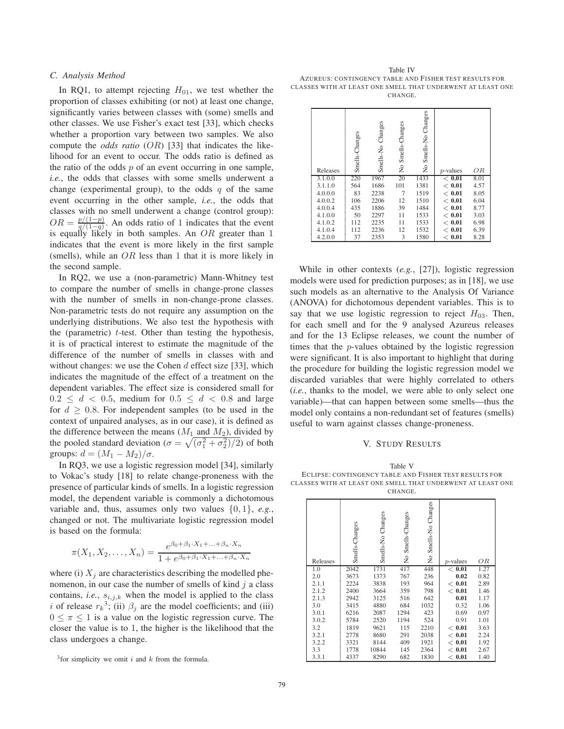### C. Analysis Method

In RQ1, to attempt rejecting $H_{01}$, we test whether the proportion of classes exhibiting (or not) at least one change, significantly varies between classes with (some) smells and other classes. We use Fisher's exact test [33], which checks whether a proportion vary between two samples. We also compute the *odds ratio* ($OR$) [33] that indicates the likelihood for an event to occur. The odds ratio is defined as the ratio of the odds $p$ of an event occurring in one sample, *i.e.*, the odds that classes with some smells underwent a change (experimental group), to the odds $q$ of the same event occurring in the other sample, *i.e.*, the odds that classes with no smell underwent a change (control group): $OR = \frac{p/(1-p)}{q/(1-q)}$. An odds ratio of 1 indicates that the event is equally likely in both samples. An $OR$ greater than 1 indicates that the event is more likely in the first sample (smells), while an $OR$ less than 1 that it is more likely in the second sample.

In RQ2, we use a (non-parametric) Mann-Whitney test to compare the number of smells in change-prone classes with the number of smells in non-change-prone classes. Non-parametric tests do not require any assumption on the underlying distributions. We also test the hypothesis with the (parametric) $t$-test. Other than testing the hypothesis, it is of practical interest to estimate the magnitude of the difference of the number of smells in classes with and without changes: we use the Cohen $d$ effect size [33], which indicates the magnitude of the effect of a treatment on the dependent variables. The effect size is considered small for $0.2 \leq d < 0.5$, medium for $0.5 \leq d < 0.8$ and large for $d \geq 0.8$. For independent samples (to be used in the context of unpaired analyses, as in our case), it is defined as the difference between the means ($M_1$ and $M_2$), divided by the pooled standard deviation ($\sigma = \sqrt{(\sigma_1^2 + \sigma_2^2)/2}$) of both groups: $d = (M_1 - M_2)/\sigma$.

In RQ3, we use a logistic regression model [34], similarly to Vokac's study [18] to relate change-proneness with the presence of particular kinds of smells. In a logistic regression model, the dependent variable is commonly a dichotomous variable and, thus, assumes only two values $\{0, 1\}$, *e.g.*, changed or not. The multivariate logistic regression model is based on the formula:

$$\pi(X_1, X_2, \ldots, X_n) = \frac{e^{\beta_0 + \beta_1 \cdot X_1 + \ldots + \beta_n \cdot X_n}}{1 + e^{\beta_0 + \beta_1 \cdot X_1 + \ldots + \beta_n \cdot X_n}}$$

where (i) $X_j$ are characteristics describing the modelled phenomenon, in our case the number of smells of kind $j$ a class contains, *i.e.*, $s_{i,j,k}$ when the model is applied to the class $i$ of release $r_k$[3]; (ii) $\beta_j$ are the model coefficients; and (iii) $0 \leq \pi \leq 1$ is a value on the logistic regression curve. The closer the value is to 1, the higher is the likelihood that the class undergoes a change.

[3] for simplicity we omit $i$ and $k$ from the formula.

Table IV
AZUREUS: CONTINGENCY TABLE AND FISHER TEST RESULTS FOR CLASSES WITH AT LEAST ONE SMELL THAT UNDERWENT AT LEAST ONE CHANGE.

| Releases | Smells-Changes | Smells-No Changes | No Smells-Changes | No Smells-No Changes | $p$-values | $OR$ |
|---|---|---|---|---|---|---|
| 3.1.0.0 | 220 | 1967 | 20 | 1433 | **< 0.01** | 8.01 |
| 3.1.1.0 | 564 | 1686 | 101 | 1381 | **< 0.01** | 4.57 |
| 4.0.0.0 | 83 | 2238 | 7 | 1519 | **< 0.01** | 8.05 |
| 4.0.0.2 | 106 | 2206 | 12 | 1510 | **< 0.01** | 6.04 |
| 4.0.0.4 | 435 | 1886 | 39 | 1484 | **< 0.01** | 8.77 |
| 4.1.0.0 | 50 | 2297 | 11 | 1533 | **< 0.01** | 3.03 |
| 4.1.0.2 | 112 | 2235 | 11 | 1533 | **< 0.01** | 6.98 |
| 4.1.0.4 | 112 | 2236 | 12 | 1532 | **< 0.01** | 6.39 |
| 4.2.0.0 | 37 | 2353 | 3 | 1580 | **< 0.01** | 8.28 |

While in other contexts (*e.g.*, [27]), logistic regression models were used for prediction purposes; as in [18], we use such models as an alternative to the Analysis Of Variance (ANOVA) for dichotomous dependent variables. This is to say that we use logistic regression to reject $H_{03}$. Then, for each smell and for the 9 analysed Azureus releases and for the 13 Eclipse releases, we count the number of times that the $p$-values obtained by the logistic regression were significant. It is also important to highlight that during the procedure for building the logistic regression model we discarded variables that were highly correlated to others (*i.e.*, thanks to the model, we were able to only select one variable)—that can happen between some smells—thus the model only contains a non-redundant set of features (smells) useful to warn against classes change-proneness.

## V. Study Results

Table V
ECLIPSE: CONTINGENCY TABLE AND FISHER TEST RESULTS FOR CLASSES WITH AT LEAST ONE SMELL THAT UNDERWENT AT LEAST ONE CHANGE.

| Releases | Smells-Changes | Smells-No Changes | No Smells-Changes | No Smells-No Changes | $p$-values | $OR$ |
|---|---|---|---|---|---|---|
| 1.0 | 2042 | 1731 | 417 | 448 | **< 0.01** | 1.27 |
| 2.0 | 3673 | 1373 | 767 | 236 | **0.02** | 0.82 |
| 2.1.1 | 2224 | 3838 | 193 | 964 | **< 0.01** | 2.89 |
| 2.1.2 | 2400 | 3664 | 359 | 798 | **< 0.01** | 1.46 |
| 2.1.3 | 2942 | 3125 | 516 | 642 | **0.01** | 1.17 |
| 3.0 | 3415 | 4880 | 684 | 1032 | 0.32 | 1.06 |
| 3.0.1 | 6216 | 2087 | 1294 | 423 | 0.69 | 0.97 |
| 3.0.2 | 5784 | 2520 | 1194 | 524 | 0.91 | 1.01 |
| 3.2 | 1819 | 9621 | 115 | 2210 | **< 0.01** | 3.63 |
| 3.2.1 | 2778 | 8680 | 291 | 2038 | **< 0.01** | 2.24 |
| 3.2.2 | 3321 | 8144 | 409 | 1921 | **< 0.01** | 1.92 |
| 3.3 | 1778 | 10844 | 145 | 2364 | **< 0.01** | 2.67 |
| 3.3.1 | 4337 | 8290 | 682 | 1830 | **< 0.01** | 1.40 |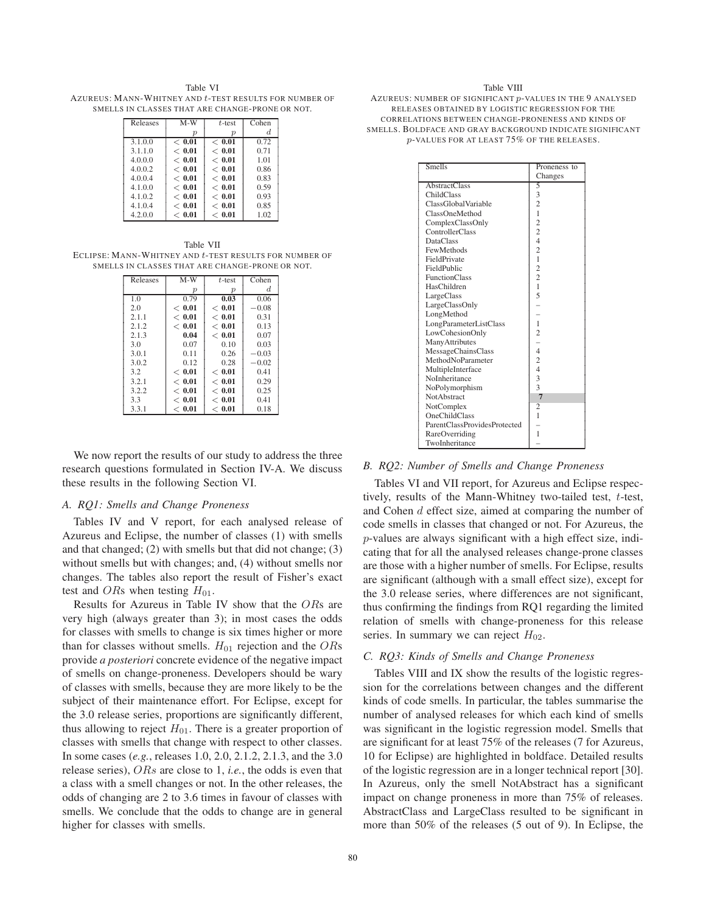Table VI
AZUREUS: MANN-WHITNEY AND $t$-TEST RESULTS FOR NUMBER OF SMELLS IN CLASSES THAT ARE CHANGE-PRONE OR NOT.

| Releases | M-W $p$ | $t$-test $p$ | Cohen $d$ |
|---|---|---|---|
| 3.1.0.0 | **< 0.01** | **< 0.01** | 0.72 |
| 3.1.1.0 | **< 0.01** | **< 0.01** | 0.71 |
| 4.0.0.0 | **< 0.01** | **< 0.01** | 1.01 |
| 4.0.0.2 | **< 0.01** | **< 0.01** | 0.86 |
| 4.0.0.4 | **< 0.01** | **< 0.01** | 0.83 |
| 4.1.0.0 | **< 0.01** | **< 0.01** | 0.59 |
| 4.1.0.2 | **< 0.01** | **< 0.01** | 0.93 |
| 4.1.0.4 | **< 0.01** | **< 0.01** | 0.85 |
| 4.2.0.0 | **< 0.01** | **< 0.01** | 1.02 |

Table VII
ECLIPSE: MANN-WHITNEY AND $t$-TEST RESULTS FOR NUMBER OF SMELLS IN CLASSES THAT ARE CHANGE-PRONE OR NOT.

| Releases | M-W $p$ | $t$-test $p$ | Cohen $d$ |
|---|---|---|---|
| 1.0 | 0.79 | **0.03** | 0.06 |
| 2.0 | **< 0.01** | **< 0.01** | $-0.08$ |
| 2.1.1 | **< 0.01** | **< 0.01** | 0.31 |
| 2.1.2 | **< 0.01** | **< 0.01** | 0.13 |
| 2.1.3 | **0.04** | **< 0.01** | 0.07 |
| 3.0 | 0.07 | 0.10 | 0.03 |
| 3.0.1 | 0.11 | 0.26 | $-0.03$ |
| 3.0.2 | 0.12 | 0.28 | $-0.02$ |
| 3.2 | **< 0.01** | **< 0.01** | 0.41 |
| 3.2.1 | **< 0.01** | **< 0.01** | 0.29 |
| 3.2.2 | **< 0.01** | **< 0.01** | 0.25 |
| 3.3 | **< 0.01** | **< 0.01** | 0.41 |
| 3.3.1 | **< 0.01** | **< 0.01** | 0.18 |

We now report the results of our study to address the three research questions formulated in Section IV-A. We discuss these results in the following Section VI.

### A. RQ1: Smells and Change Proneness

Tables IV and V report, for each analysed release of Azureus and Eclipse, the number of classes (1) with smells and that changed; (2) with smells but that did not change; (3) without smells but with changes; and, (4) without smells nor changes. The tables also report the result of Fisher's exact test and $OR$s when testing $H_{01}$.

Results for Azureus in Table IV show that the $OR$s are very high (always greater than 3); in most cases the odds for classes with smells to change is six times higher or more than for classes without smells. $H_{01}$ rejection and the $OR$s provide *a posteriori* concrete evidence of the negative impact of smells on change-proneness. Developers should be wary of classes with smells, because they are more likely to be the subject of their maintenance effort. For Eclipse, except for the 3.0 release series, proportions are significantly different, thus allowing to reject $H_{01}$. There is a greater proportion of classes with smells that change with respect to other classes. In some cases (*e.g.*, releases 1.0, 2.0, 2.1.2, 2.1.3, and the 3.0 release series), $ORs$ are close to 1, *i.e.*, the odds is even that a class with a smell changes or not. In the other releases, the odds of changing are 2 to 3.6 times in favour of classes with smells. We conclude that the odds to change are in general higher for classes with smells.

Table VIII
AZUREUS: NUMBER OF SIGNIFICANT $p$-VALUES IN THE 9 ANALYSED RELEASES OBTAINED BY LOGISTIC REGRESSION FOR THE CORRELATIONS BETWEEN CHANGE-PRONENESS AND KINDS OF SMELLS. BOLDFACE AND GRAY BACKGROUND INDICATE SIGNIFICANT $p$-VALUES FOR AT LEAST 75% OF THE RELEASES.

| Smells | Proneness to Changes |
|---|---|
| AbstractClass | 5 |
| ChildClass | 3 |
| ClassGlobalVariable | 2 |
| ClassOneMethod | 1 |
| ComplexClassOnly | 2 |
| ControllerClass | 2 |
| DataClass | 4 |
| FewMethods | 2 |
| FieldPrivate | 1 |
| FieldPublic | 2 |
| FunctionClass | 2 |
| HasChildren | 1 |
| LargeClass | 5 |
| LargeClassOnly | – |
| LongMethod | – |
| LongParameterListClass | 1 |
| LowCohesionOnly | 2 |
| ManyAttributes | – |
| MessageChainsClass | 4 |
| MethodNoParameter | 2 |
| MultipleInterface | 4 |
| NoInheritance | 3 |
| NoPolymorphism | 3 |
| NotAbstract | **7** |
| NotComplex | 2 |
| OneChildClass | 1 |
| ParentClassProvidesProtected | – |
| RareOverriding | 1 |
| TwoInheritance | – |

### B. RQ2: Number of Smells and Change Proneness

Tables VI and VII report, for Azureus and Eclipse respectively, results of the Mann-Whitney two-tailed test, $t$-test, and Cohen $d$ effect size, aimed at comparing the number of code smells in classes that changed or not. For Azureus, the $p$-values are always significant with a high effect size, indicating that for all the analysed releases change-prone classes are those with a higher number of smells. For Eclipse, results are significant (although with a small effect size), except for the 3.0 release series, where differences are not significant, thus confirming the findings from RQ1 regarding the limited relation of smells with change-proneness for this release series. In summary we can reject $H_{02}$.

### C. RQ3: Kinds of Smells and Change Proneness

Tables VIII and IX show the results of the logistic regression for the correlations between changes and the different kinds of code smells. In particular, the tables summarise the number of analysed releases for which each kind of smells was significant in the logistic regression model. Smells that are significant for at least 75% of the releases (7 for Azureus, 10 for Eclipse) are highlighted in boldface. Detailed results of the logistic regression are in a longer technical report [30]. In Azureus, only the smell NotAbstract has a significant impact on change proneness in more than 75% of releases. AbstractClass and LargeClass resulted to be significant in more than 50% of the releases (5 out of 9). In Eclipse, the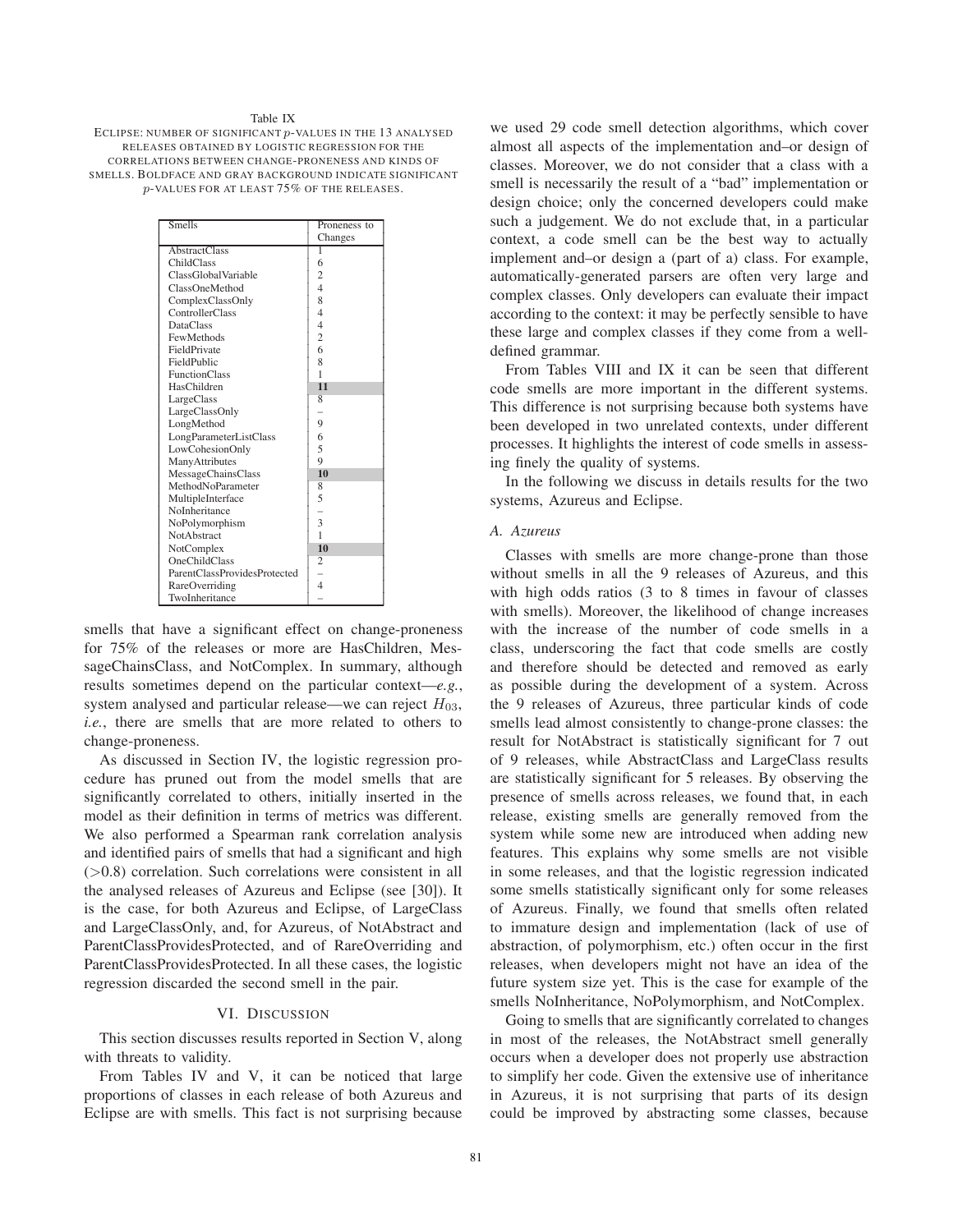Table IX

ECLIPSE: NUMBER OF SIGNIFICANT $p$-VALUES IN THE 13 ANALYSED RELEASES OBTAINED BY LOGISTIC REGRESSION FOR THE CORRELATIONS BETWEEN CHANGE-PRONENESS AND KINDS OF SMELLS. BOLDFACE AND GRAY BACKGROUND INDICATE SIGNIFICANT $p$-VALUES FOR AT LEAST 75% OF THE RELEASES.

| Smells | Proneness to Changes |
|---|---|
| AbstractClass | 1 |
| ChildClass | 6 |
| ClassGlobalVariable | 2 |
| ClassOneMethod | 4 |
| ComplexClassOnly | 8 |
| ControllerClass | 4 |
| DataClass | 4 |
| FewMethods | 2 |
| FieldPrivate | 6 |
| FieldPublic | 8 |
| FunctionClass | 1 |
| HasChildren | **11** |
| LargeClass | 8 |
| LargeClassOnly | – |
| LongMethod | 9 |
| LongParameterListClass | 6 |
| LowCohesionOnly | 5 |
| ManyAttributes | 9 |
| MessageChainsClass | **10** |
| MethodNoParameter | 8 |
| MultipleInterface | 5 |
| NoInheritance | – |
| NoPolymorphism | 3 |
| NotAbstract | 1 |
| NotComplex | **10** |
| OneChildClass | 2 |
| ParentClassProvidesProtected | – |
| RareOverriding | 4 |
| TwoInheritance | – |

smells that have a significant effect on change-proneness for 75% of the releases or more are HasChildren, MessageChainsClass, and NotComplex. In summary, although results sometimes depend on the particular context—*e.g.*, system analysed and particular release—we can reject $H_{03}$, *i.e.*, there are smells that are more related to others to change-proneness.

As discussed in Section IV, the logistic regression procedure has pruned out from the model smells that are significantly correlated to others, initially inserted in the model as their definition in terms of metrics was different. We also performed a Spearman rank correlation analysis and identified pairs of smells that had a significant and high (>0.8) correlation. Such correlations were consistent in all the analysed releases of Azureus and Eclipse (see [30]). It is the case, for both Azureus and Eclipse, of LargeClass and LargeClassOnly, and, for Azureus, of NotAbstract and ParentClassProvidesProtected, and of RareOverriding and ParentClassProvidesProtected. In all these cases, the logistic regression discarded the second smell in the pair.

## VI. DISCUSSION

This section discusses results reported in Section V, along with threats to validity.

From Tables IV and V, it can be noticed that large proportions of classes in each release of both Azureus and Eclipse are with smells. This fact is not surprising because we used 29 code smell detection algorithms, which cover almost all aspects of the implementation and–or design of classes. Moreover, we do not consider that a class with a smell is necessarily the result of a "bad" implementation or design choice; only the concerned developers could make such a judgement. We do not exclude that, in a particular context, a code smell can be the best way to actually implement and–or design a (part of a) class. For example, automatically-generated parsers are often very large and complex classes. Only developers can evaluate their impact according to the context: it may be perfectly sensible to have these large and complex classes if they come from a well-defined grammar.

From Tables VIII and IX it can be seen that different code smells are more important in the different systems. This difference is not surprising because both systems have been developed in two unrelated contexts, under different processes. It highlights the interest of code smells in assessing finely the quality of systems.

In the following we discuss in details results for the two systems, Azureus and Eclipse.

### A. Azureus

Classes with smells are more change-prone than those without smells in all the 9 releases of Azureus, and this with high odds ratios (3 to 8 times in favour of classes with smells). Moreover, the likelihood of change increases with the increase of the number of code smells in a class, underscoring the fact that code smells are costly and therefore should be detected and removed as early as possible during the development of a system. Across the 9 releases of Azureus, three particular kinds of code smells lead almost consistently to change-prone classes: the result for NotAbstract is statistically significant for 7 out of 9 releases, while AbstractClass and LargeClass results are statistically significant for 5 releases. By observing the presence of smells across releases, we found that, in each release, existing smells are generally removed from the system while some new are introduced when adding new features. This explains why some smells are not visible in some releases, and that the logistic regression indicated some smells statistically significant only for some releases of Azureus. Finally, we found that smells often related to immature design and implementation (lack of use of abstraction, of polymorphism, etc.) often occur in the first releases, when developers might not have an idea of the future system size yet. This is the case for example of the smells NoInheritance, NoPolymorphism, and NotComplex.

Going to smells that are significantly correlated to changes in most of the releases, the NotAbstract smell generally occurs when a developer does not properly use abstraction to simplify her code. Given the extensive use of inheritance in Azureus, it is not surprising that parts of its design could be improved by abstracting some classes, because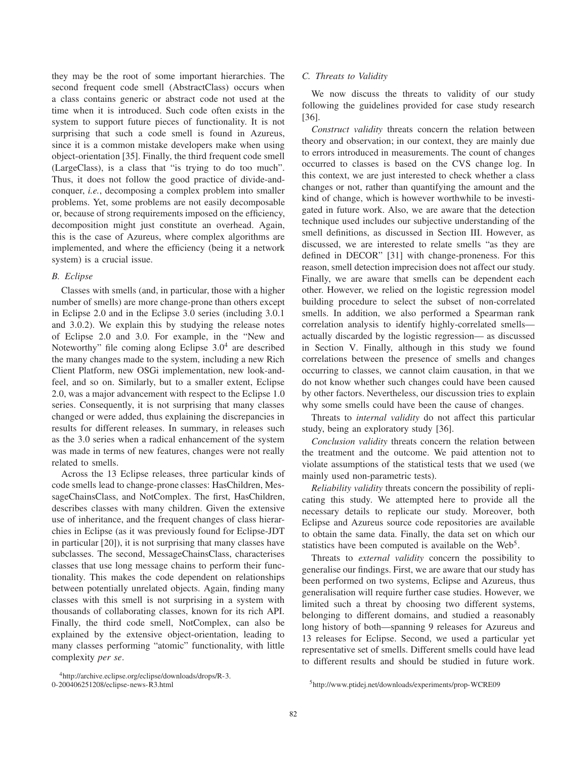they may be the root of some important hierarchies. The second frequent code smell (AbstractClass) occurs when a class contains generic or abstract code not used at the time when it is introduced. Such code often exists in the system to support future pieces of functionality. It is not surprising that such a code smell is found in Azureus, since it is a common mistake developers make when using object-orientation [35]. Finally, the third frequent code smell (LargeClass), is a class that "is trying to do too much". Thus, it does not follow the good practice of divide-and-conquer, *i.e.*, decomposing a complex problem into smaller problems. Yet, some problems are not easily decomposable or, because of strong requirements imposed on the efficiency, decomposition might just constitute an overhead. Again, this is the case of Azureus, where complex algorithms are implemented, and where the efficiency (being it a network system) is a crucial issue.

### B. Eclipse

Classes with smells (and, in particular, those with a higher number of smells) are more change-prone than others except in Eclipse 2.0 and in the Eclipse 3.0 series (including 3.0.1 and 3.0.2). We explain this by studying the release notes of Eclipse 2.0 and 3.0. For example, in the "New and Noteworthy" file coming along Eclipse 3.0[4] are described the many changes made to the system, including a new Rich Client Platform, new OSGi implementation, new look-and-feel, and so on. Similarly, but to a smaller extent, Eclipse 2.0, was a major advancement with respect to the Eclipse 1.0 series. Consequently, it is not surprising that many classes changed or were added, thus explaining the discrepancies in results for different releases. In summary, in releases such as the 3.0 series when a radical enhancement of the system was made in terms of new features, changes were not really related to smells.

Across the 13 Eclipse releases, three particular kinds of code smells lead to change-prone classes: HasChildren, MessageChainsClass, and NotComplex. The first, HasChildren, describes classes with many children. Given the extensive use of inheritance, and the frequent changes of class hierarchies in Eclipse (as it was previously found for Eclipse-JDT in particular [20]), it is not surprising that many classes have subclasses. The second, MessageChainsClass, characterises classes that use long message chains to perform their functionality. This makes the code dependent on relationships between potentially unrelated objects. Again, finding many classes with this smell is not surprising in a system with thousands of collaborating classes, known for its rich API. Finally, the third code smell, NotComplex, can also be explained by the extensive object-orientation, leading to many classes performing "atomic" functionality, with little complexity *per se*.

[4]http://archive.eclipse.org/eclipse/downloads/drops/R-3.0-200406251208/eclipse-news-R3.html

### C. Threats to Validity

We now discuss the threats to validity of our study following the guidelines provided for case study research [36].

*Construct validity* threats concern the relation between theory and observation; in our context, they are mainly due to errors introduced in measurements. The count of changes occurred to classes is based on the CVS change log. In this context, we are just interested to check whether a class changes or not, rather than quantifying the amount and the kind of change, which is however worthwhile to be investigated in future work. Also, we are aware that the detection technique used includes our subjective understanding of the smell definitions, as discussed in Section III. However, as discussed, we are interested to relate smells "as they are defined in DECOR" [31] with change-proneness. For this reason, smell detection imprecision does not affect our study. Finally, we are aware that smells can be dependent each other. However, we relied on the logistic regression model building procedure to select the subset of non-correlated smells. In addition, we also performed a Spearman rank correlation analysis to identify highly-correlated smells—actually discarded by the logistic regression— as discussed in Section V. Finally, although in this study we found correlations between the presence of smells and changes occurring to classes, we cannot claim causation, in that we do not know whether such changes could have been caused by other factors. Nevertheless, our discussion tries to explain why some smells could have been the cause of changes.

Threats to *internal validity* do not affect this particular study, being an exploratory study [36].

*Conclusion validity* threats concern the relation between the treatment and the outcome. We paid attention not to violate assumptions of the statistical tests that we used (we mainly used non-parametric tests).

*Reliability validity* threats concern the possibility of replicating this study. We attempted here to provide all the necessary details to replicate our study. Moreover, both Eclipse and Azureus source code repositories are available to obtain the same data. Finally, the data set on which our statistics have been computed is available on the Web[5].

Threats to *external validity* concern the possibility to generalise our findings. First, we are aware that our study has been performed on two systems, Eclipse and Azureus, thus generalisation will require further case studies. However, we limited such a threat by choosing two different systems, belonging to different domains, and studied a reasonably long history of both—spanning 9 releases for Azureus and 13 releases for Eclipse. Second, we used a particular yet representative set of smells. Different smells could have lead to different results and should be studied in future work.

[5]http://www.ptidej.net/downloads/experiments/prop-WCRE09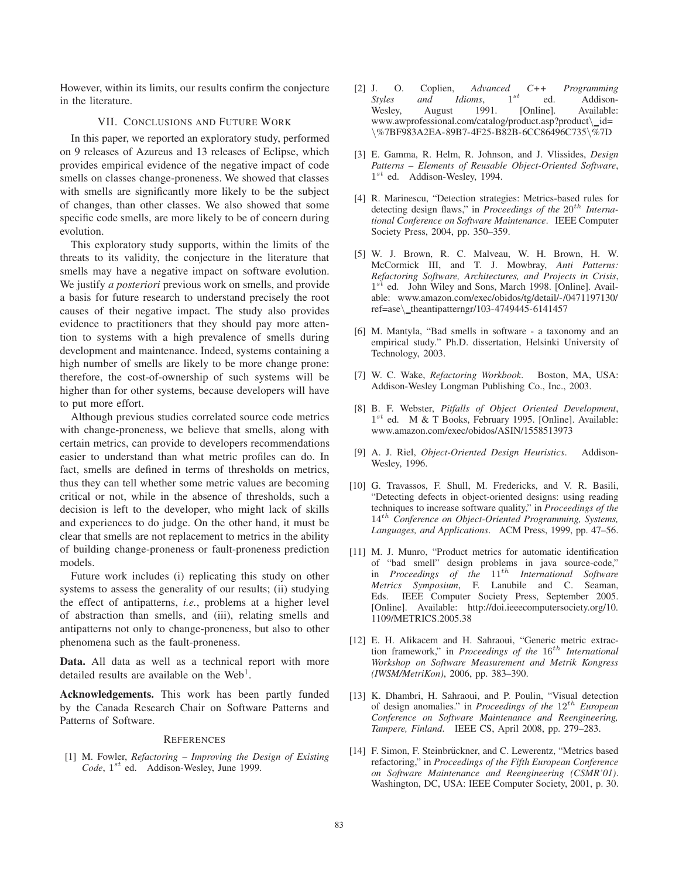However, within its limits, our results confirm the conjecture in the literature.

## VII. Conclusions and Future Work

In this paper, we reported an exploratory study, performed on 9 releases of Azureus and 13 releases of Eclipse, which provides empirical evidence of the negative impact of code smells on classes change-proneness. We showed that classes with smells are significantly more likely to be the subject of changes, than other classes. We also showed that some specific code smells, are more likely to be of concern during evolution.

This exploratory study supports, within the limits of the threats to its validity, the conjecture in the literature that smells may have a negative impact on software evolution. We justify *a posteriori* previous work on smells, and provide a basis for future research to understand precisely the root causes of their negative impact. The study also provides evidence to practitioners that they should pay more attention to systems with a high prevalence of smells during development and maintenance. Indeed, systems containing a high number of smells are likely to be more change prone: therefore, the cost-of-ownership of such systems will be higher than for other systems, because developers will have to put more effort.

Although previous studies correlated source code metrics with change-proneness, we believe that smells, along with certain metrics, can provide to developers recommendations easier to understand than what metric profiles can do. In fact, smells are defined in terms of thresholds on metrics, thus they can tell whether some metric values are becoming critical or not, while in the absence of thresholds, such a decision is left to the developer, who might lack of skills and experiences to do judge. On the other hand, it must be clear that smells are not replacement to metrics in the ability of building change-proneness or fault-proneness prediction models.

Future work includes (i) replicating this study on other systems to assess the generality of our results; (ii) studying the effect of antipatterns, *i.e.*, problems at a higher level of abstraction than smells, and (iii), relating smells and antipatterns not only to change-proneness, but also to other phenomena such as the fault-proneness.

**Data.** All data as well as a technical report with more detailed results are available on the Web[1].

**Acknowledgements.** This work has been partly funded by the Canada Research Chair on Software Patterns and Patterns of Software.

## References

[1] M. Fowler, *Refactoring – Improving the Design of Existing Code*, $1^{st}$ ed. Addison-Wesley, June 1999.

[2] J. O. Coplien, *Advanced C++ Programming Styles and Idioms*, $1^{st}$ ed. Addison-Wesley, August 1991. [Online]. Available: www.awprofessional.com/catalog/product.asp?product\_id=\%7BF983A2EA-89B7-4F25-B82B-6CC86496C735\%7D

[3] E. Gamma, R. Helm, R. Johnson, and J. Vlissides, *Design Patterns – Elements of Reusable Object-Oriented Software*, $1^{st}$ ed. Addison-Wesley, 1994.

[4] R. Marinescu, "Detection strategies: Metrics-based rules for detecting design flaws," in *Proceedings of the $20^{th}$ International Conference on Software Maintenance*. IEEE Computer Society Press, 2004, pp. 350–359.

[5] W. J. Brown, R. C. Malveau, W. H. Brown, H. W. McCormick III, and T. J. Mowbray, *Anti Patterns: Refactoring Software, Architectures, and Projects in Crisis*, $1^{st}$ ed. John Wiley and Sons, March 1998. [Online]. Available: www.amazon.com/exec/obidos/tg/detail/-/0471197130/ref=ase\_theantipatterngr/103-4749445-6141457

[6] M. Mantyla, "Bad smells in software - a taxonomy and an empirical study." Ph.D. dissertation, Helsinki University of Technology, 2003.

[7] W. C. Wake, *Refactoring Workbook*. Boston, MA, USA: Addison-Wesley Longman Publishing Co., Inc., 2003.

[8] B. F. Webster, *Pitfalls of Object Oriented Development*, $1^{st}$ ed. M & T Books, February 1995. [Online]. Available: www.amazon.com/exec/obidos/ASIN/1558513973

[9] A. J. Riel, *Object-Oriented Design Heuristics*. Addison-Wesley, 1996.

[10] G. Travassos, F. Shull, M. Fredericks, and V. R. Basili, "Detecting defects in object-oriented designs: using reading techniques to increase software quality," in *Proceedings of the $14^{th}$ Conference on Object-Oriented Programming, Systems, Languages, and Applications*. ACM Press, 1999, pp. 47–56.

[11] M. J. Munro, "Product metrics for automatic identification of "bad smell" design problems in java source-code," in *Proceedings of the $11^{th}$ International Software Metrics Symposium*, F. Lanubile and C. Seaman, Eds. IEEE Computer Society Press, September 2005. [Online]. Available: http://doi.ieeecomputersociety.org/10.1109/METRICS.2005.38

[12] E. H. Alikacem and H. Sahraoui, "Generic metric extraction framework," in *Proceedings of the $16^{th}$ International Workshop on Software Measurement and Metrik Kongress (IWSM/MetriKon)*, 2006, pp. 383–390.

[13] K. Dhambri, H. Sahraoui, and P. Poulin, "Visual detection of design anomalies." in *Proceedings of the $12^{th}$ European Conference on Software Maintenance and Reengineering, Tampere, Finland*. IEEE CS, April 2008, pp. 279–283.

[14] F. Simon, F. Steinbrückner, and C. Lewerentz, "Metrics based refactoring," in *Proceedings of the Fifth European Conference on Software Maintenance and Reengineering (CSMR'01)*. Washington, DC, USA: IEEE Computer Society, 2001, p. 30.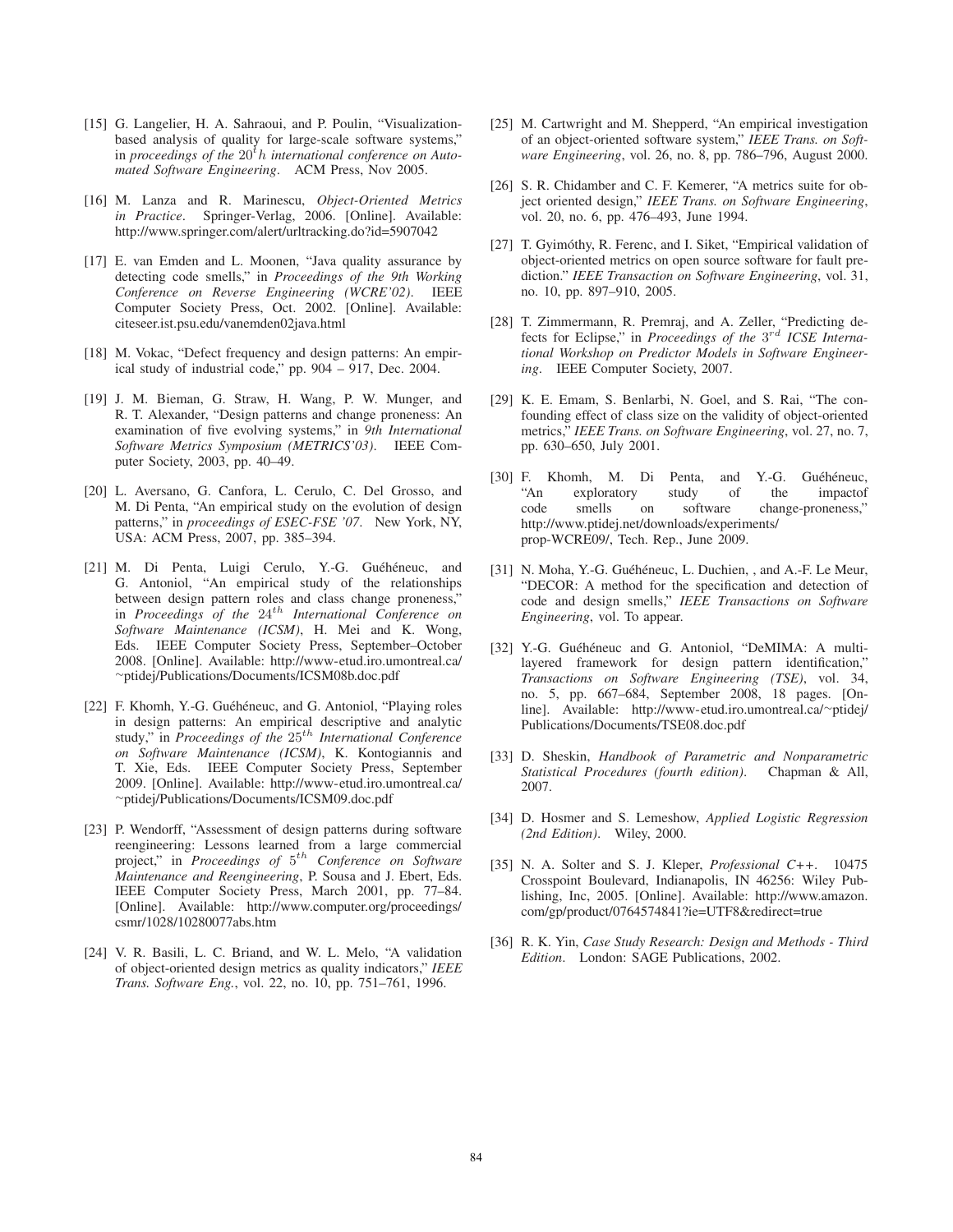[15] G. Langelier, H. A. Sahraoui, and P. Poulin, "Visualization-based analysis of quality for large-scale software systems," in *proceedings of the* $20^th$ *international conference on Automated Software Engineering*. ACM Press, Nov 2005.

[16] M. Lanza and R. Marinescu, *Object-Oriented Metrics in Practice*. Springer-Verlag, 2006. [Online]. Available: http://www.springer.com/alert/urltracking.do?id=5907042

[17] E. van Emden and L. Moonen, "Java quality assurance by detecting code smells," in *Proceedings of the 9th Working Conference on Reverse Engineering (WCRE'02)*. IEEE Computer Society Press, Oct. 2002. [Online]. Available: citeseer.ist.psu.edu/vanemden02java.html

[18] M. Vokac, "Defect frequency and design patterns: An empirical study of industrial code," pp. 904 – 917, Dec. 2004.

[19] J. M. Bieman, G. Straw, H. Wang, P. W. Munger, and R. T. Alexander, "Design patterns and change proneness: An examination of five evolving systems," in *9th International Software Metrics Symposium (METRICS'03)*. IEEE Computer Society, 2003, pp. 40–49.

[20] L. Aversano, G. Canfora, L. Cerulo, C. Del Grosso, and M. Di Penta, "An empirical study on the evolution of design patterns," in *proceedings of ESEC-FSE '07*. New York, NY, USA: ACM Press, 2007, pp. 385–394.

[21] M. Di Penta, Luigi Cerulo, Y.-G. Guéhéneuc, and G. Antoniol, "An empirical study of the relationships between design pattern roles and class change proneness," in *Proceedings of the* $24^{th}$ *International Conference on Software Maintenance (ICSM)*, H. Mei and K. Wong, Eds. IEEE Computer Society Press, September–October 2008. [Online]. Available: http://www-etud.iro.umontreal.ca/~ptidej/Publications/Documents/ICSM08b.doc.pdf

[22] F. Khomh, Y.-G. Guéhéneuc, and G. Antoniol, "Playing roles in design patterns: An empirical descriptive and analytic study," in *Proceedings of the* $25^{th}$ *International Conference on Software Maintenance (ICSM)*, K. Kontogiannis and T. Xie, Eds. IEEE Computer Society Press, September 2009. [Online]. Available: http://www-etud.iro.umontreal.ca/~ptidej/Publications/Documents/ICSM09.doc.pdf

[23] P. Wendorff, "Assessment of design patterns during software reengineering: Lessons learned from a large commercial project," in *Proceedings of* $5^{th}$ *Conference on Software Maintenance and Reengineering*, P. Sousa and J. Ebert, Eds. IEEE Computer Society Press, March 2001, pp. 77–84. [Online]. Available: http://www.computer.org/proceedings/csmr/1028/10280077abs.htm

[24] V. R. Basili, L. C. Briand, and W. L. Melo, "A validation of object-oriented design metrics as quality indicators," *IEEE Trans. Software Eng.*, vol. 22, no. 10, pp. 751–761, 1996.

[25] M. Cartwright and M. Shepperd, "An empirical investigation of an object-oriented software system," *IEEE Trans. on Software Engineering*, vol. 26, no. 8, pp. 786–796, August 2000.

[26] S. R. Chidamber and C. F. Kemerer, "A metrics suite for object oriented design," *IEEE Trans. on Software Engineering*, vol. 20, no. 6, pp. 476–493, June 1994.

[27] T. Gyimóthy, R. Ferenc, and I. Siket, "Empirical validation of object-oriented metrics on open source software for fault prediction." *IEEE Transaction on Software Engineering*, vol. 31, no. 10, pp. 897–910, 2005.

[28] T. Zimmermann, R. Premraj, and A. Zeller, "Predicting defects for Eclipse," in *Proceedings of the* $3^{rd}$ *ICSE International Workshop on Predictor Models in Software Engineering*. IEEE Computer Society, 2007.

[29] K. E. Emam, S. Benlarbi, N. Goel, and S. Rai, "The confounding effect of class size on the validity of object-oriented metrics," *IEEE Trans. on Software Engineering*, vol. 27, no. 7, pp. 630–650, July 2001.

[30] F. Khomh, M. Di Penta, and Y.-G. Guéhéneuc, "An exploratory study of the impactof code smells on software change-proneness," http://www.ptidej.net/downloads/experiments/prop-WCRE09/, Tech. Rep., June 2009.

[31] N. Moha, Y.-G. Guéhéneuc, L. Duchien, , and A.-F. Le Meur, "DECOR: A method for the specification and detection of code and design smells," *IEEE Transactions on Software Engineering*, vol. To appear.

[32] Y.-G. Guéhéneuc and G. Antoniol, "DeMIMA: A multi-layered framework for design pattern identification," *Transactions on Software Engineering (TSE)*, vol. 34, no. 5, pp. 667–684, September 2008, 18 pages. [Online]. Available: http://www-etud.iro.umontreal.ca/~ptidej/Publications/Documents/TSE08.doc.pdf

[33] D. Sheskin, *Handbook of Parametric and Nonparametric Statistical Procedures (fourth edition)*. Chapman & All, 2007.

[34] D. Hosmer and S. Lemeshow, *Applied Logistic Regression (2nd Edition)*. Wiley, 2000.

[35] N. A. Solter and S. J. Kleper, *Professional C++*. 10475 Crosspoint Boulevard, Indianapolis, IN 46256: Wiley Publishing, Inc, 2005. [Online]. Available: http://www.amazon.com/gp/product/0764574841?ie=UTF8&redirect=true

[36] R. K. Yin, *Case Study Research: Design and Methods - Third Edition*. London: SAGE Publications, 2002.